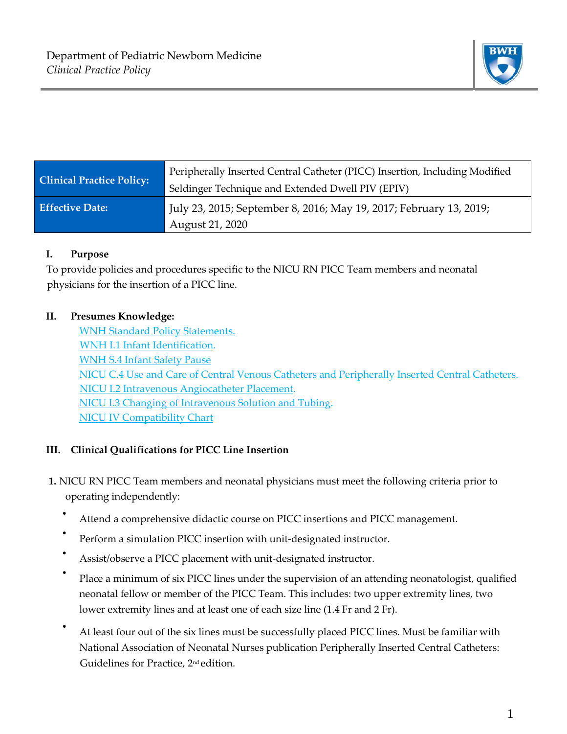Department of Pediatric Newborn Medicine
*Clinical Practice Policy*

| Clinical Practice Policy: | Peripherally Inserted Central Catheter (PICC) Insertion, Including Modified Seldinger Technique and Extended Dwell PIV (EPIV) |
|---|---|
| Effective Date: | July 23, 2015; September 8, 2016; May 19, 2017; February 13, 2019; August 21, 2020 |

## I. Purpose

To provide policies and procedures specific to the NICU RN PICC Team members and neonatal physicians for the insertion of a PICC line.

## II. Presumes Knowledge:

- WNH Standard Policy Statements.
- WNH I.1 Infant Identification.
- WNH S.4 Infant Safety Pause
- NICU C.4 Use and Care of Central Venous Catheters and Peripherally Inserted Central Catheters.
- NICU I.2 Intravenous Angiocatheter Placement.
- NICU I.3 Changing of Intravenous Solution and Tubing.
- NICU IV Compatibility Chart

## III. Clinical Qualifications for PICC Line Insertion

1. NICU RN PICC Team members and neonatal physicians must meet the following criteria prior to operating independently:
   - Attend a comprehensive didactic course on PICC insertions and PICC management.
   - Perform a simulation PICC insertion with unit-designated instructor.
   - Assist/observe a PICC placement with unit-designated instructor.
   - Place a minimum of six PICC lines under the supervision of an attending neonatologist, qualified neonatal fellow or member of the PICC Team. This includes: two upper extremity lines, two lower extremity lines and at least one of each size line (1.4 Fr and 2 Fr).
   - At least four out of the six lines must be successfully placed PICC lines. Must be familiar with National Association of Neonatal Nurses publication Peripherally Inserted Central Catheters: Guidelines for Practice, 2nd edition.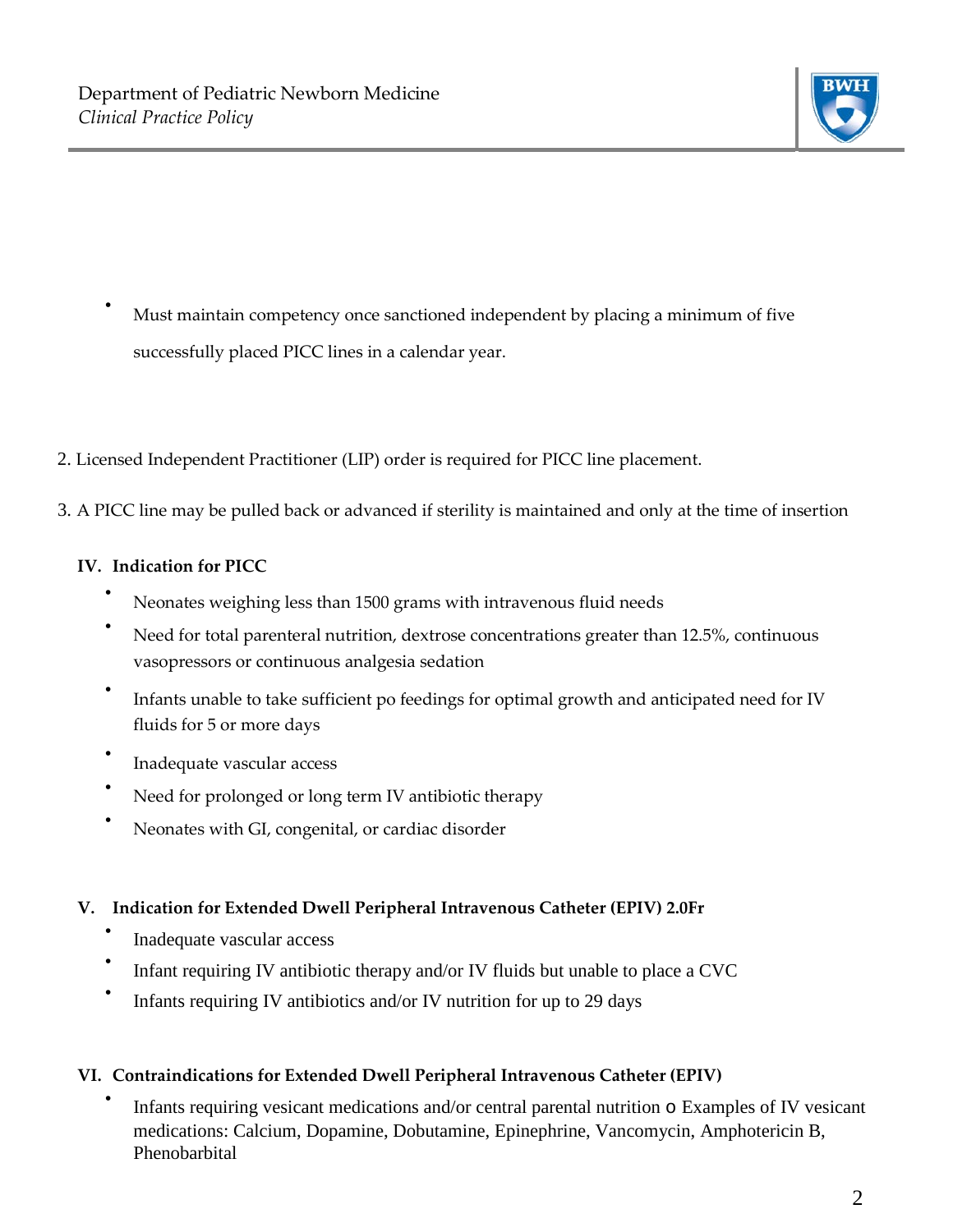- Must maintain competency once sanctioned independent by placing a minimum of five successfully placed PICC lines in a calendar year.

2. Licensed Independent Practitioner (LIP) order is required for PICC line placement.

3. A PICC line may be pulled back or advanced if sterility is maintained and only at the time of insertion

### IV. Indication for PICC

- Neonates weighing less than 1500 grams with intravenous fluid needs
- Need for total parenteral nutrition, dextrose concentrations greater than 12.5%, continuous vasopressors or continuous analgesia sedation
- Infants unable to take sufficient po feedings for optimal growth and anticipated need for IV fluids for 5 or more days
- Inadequate vascular access
- Need for prolonged or long term IV antibiotic therapy
- Neonates with GI, congenital, or cardiac disorder

### V. Indication for Extended Dwell Peripheral Intravenous Catheter (EPIV) 2.0Fr

- Inadequate vascular access
- Infant requiring IV antibiotic therapy and/or IV fluids but unable to place a CVC
- Infants requiring IV antibiotics and/or IV nutrition for up to 29 days

### VI. Contraindications for Extended Dwell Peripheral Intravenous Catheter (EPIV)

- Infants requiring vesicant medications and/or central parental nutrition
  - Examples of IV vesicant medications: Calcium, Dopamine, Dobutamine, Epinephrine, Vancomycin, Amphotericin B, Phenobarbital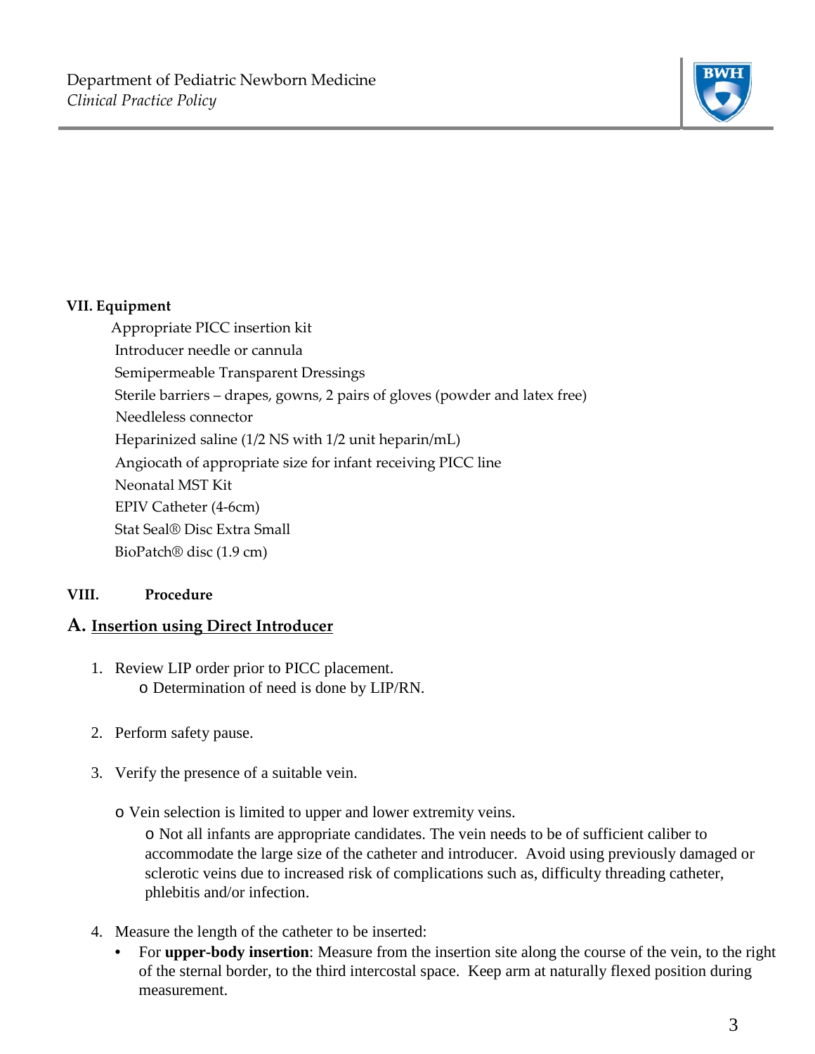**VII. Equipment**

Appropriate PICC insertion kit
Introducer needle or cannula
Semipermeable Transparent Dressings
Sterile barriers – drapes, gowns, 2 pairs of gloves (powder and latex free)
Needleless connector
Heparinized saline (1/2 NS with 1/2 unit heparin/mL)
Angiocath of appropriate size for infant receiving PICC line
Neonatal MST Kit
EPIV Catheter (4-6cm)
Stat Seal® Disc Extra Small
BioPatch® disc (1.9 cm)

**VIII. Procedure**

## A. Insertion using Direct Introducer

1. Review LIP order prior to PICC placement.
   - Determination of need is done by LIP/RN.

2. Perform safety pause.

3. Verify the presence of a suitable vein.

   - Vein selection is limited to upper and lower extremity veins.
     - Not all infants are appropriate candidates. The vein needs to be of sufficient caliber to accommodate the large size of the catheter and introducer. Avoid using previously damaged or sclerotic veins due to increased risk of complications such as, difficulty threading catheter, phlebitis and/or infection.

4. Measure the length of the catheter to be inserted:
   - For **upper-body insertion**: Measure from the insertion site along the course of the vein, to the right of the sternal border, to the third intercostal space. Keep arm at naturally flexed position during measurement.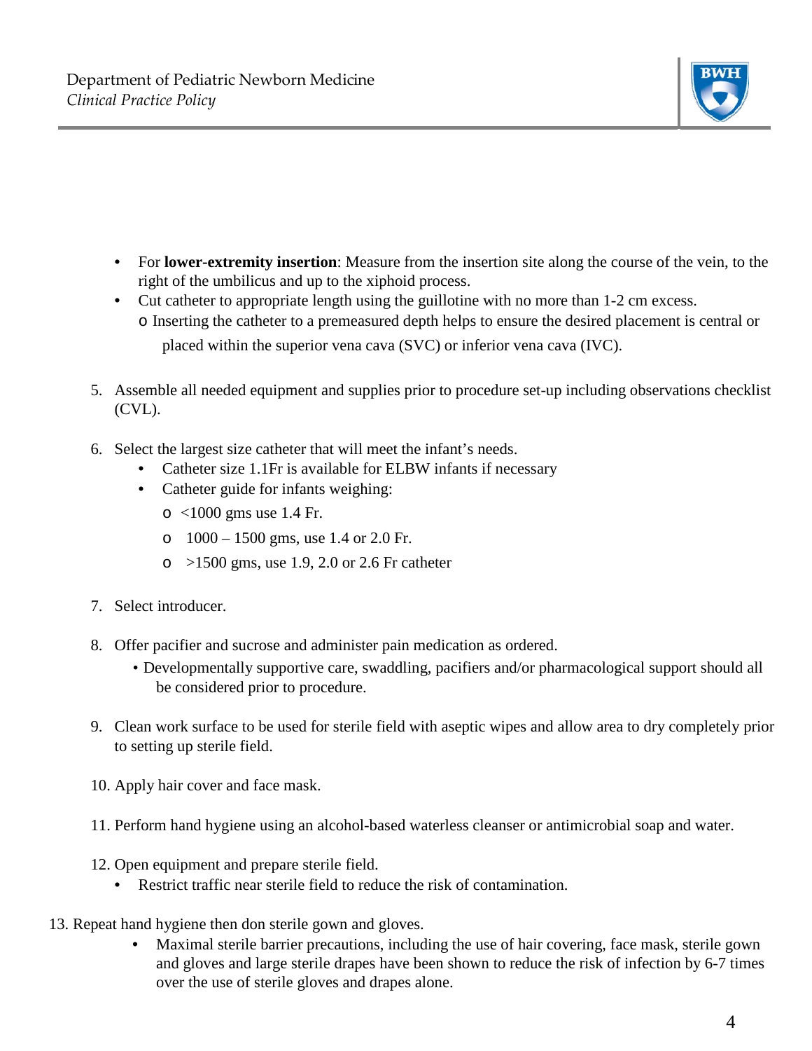- For **lower-extremity insertion**: Measure from the insertion site along the course of the vein, to the right of the umbilicus and up to the xiphoid process.
- Cut catheter to appropriate length using the guillotine with no more than 1-2 cm excess.
  - Inserting the catheter to a premeasured depth helps to ensure the desired placement is central or placed within the superior vena cava (SVC) or inferior vena cava (IVC).

5. Assemble all needed equipment and supplies prior to procedure set-up including observations checklist (CVL).

6. Select the largest size catheter that will meet the infant's needs.
   - Catheter size 1.1Fr is available for ELBW infants if necessary
   - Catheter guide for infants weighing:
     - <1000 gms use 1.4 Fr.
     - 1000 – 1500 gms, use 1.4 or 2.0 Fr.
     - >1500 gms, use 1.9, 2.0 or 2.6 Fr catheter

7. Select introducer.

8. Offer pacifier and sucrose and administer pain medication as ordered.
   - Developmentally supportive care, swaddling, pacifiers and/or pharmacological support should all be considered prior to procedure.

9. Clean work surface to be used for sterile field with aseptic wipes and allow area to dry completely prior to setting up sterile field.

10. Apply hair cover and face mask.

11. Perform hand hygiene using an alcohol-based waterless cleanser or antimicrobial soap and water.

12. Open equipment and prepare sterile field.
    - Restrict traffic near sterile field to reduce the risk of contamination.

13. Repeat hand hygiene then don sterile gown and gloves.
    - Maximal sterile barrier precautions, including the use of hair covering, face mask, sterile gown and gloves and large sterile drapes have been shown to reduce the risk of infection by 6-7 times over the use of sterile gloves and drapes alone.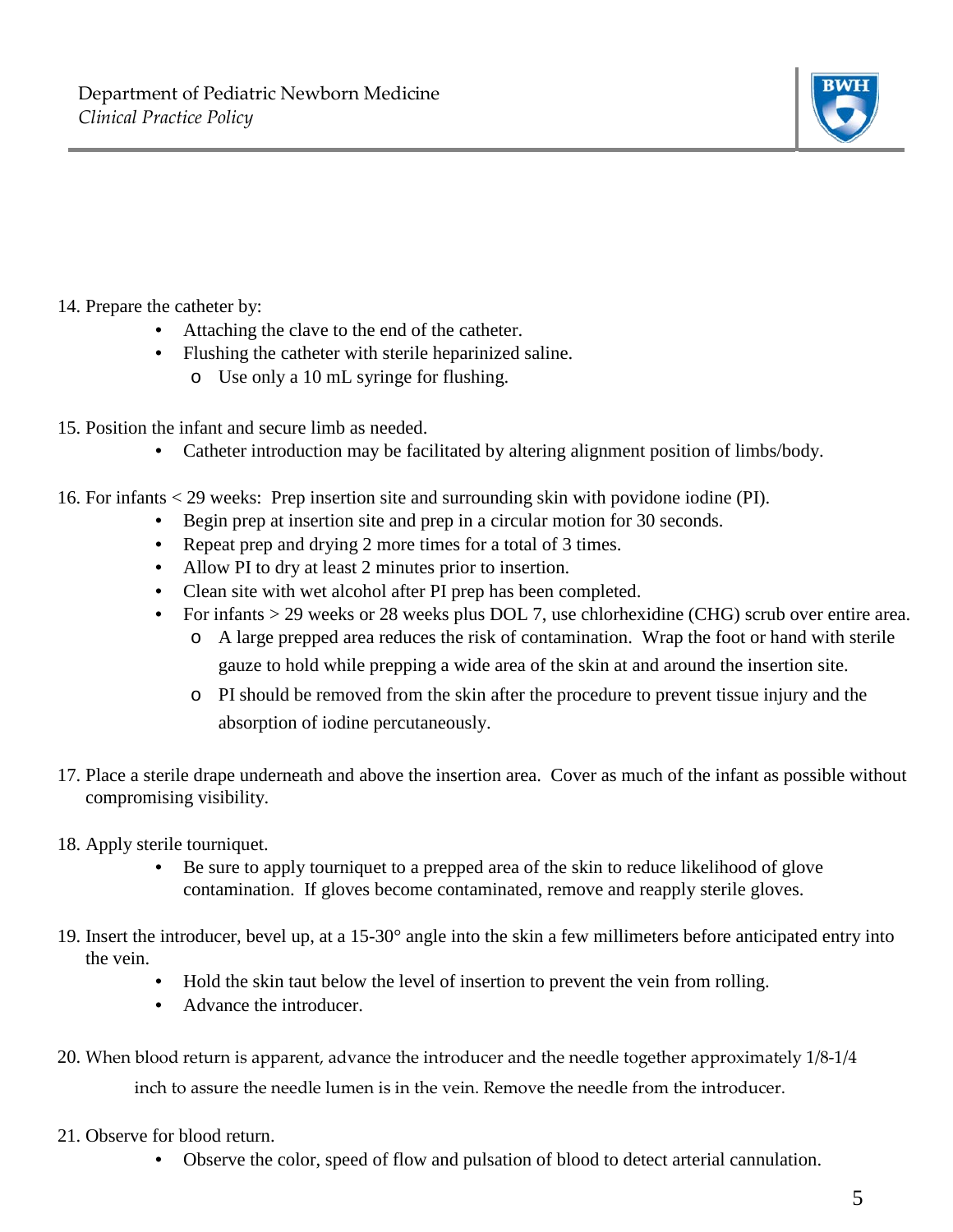14. Prepare the catheter by:
    - Attaching the clave to the end of the catheter.
    - Flushing the catheter with sterile heparinized saline.
        - Use only a 10 mL syringe for flushing.

15. Position the infant and secure limb as needed.
    - Catheter introduction may be facilitated by altering alignment position of limbs/body.

16. For infants < 29 weeks: Prep insertion site and surrounding skin with povidone iodine (PI).
    - Begin prep at insertion site and prep in a circular motion for 30 seconds.
    - Repeat prep and drying 2 more times for a total of 3 times.
    - Allow PI to dry at least 2 minutes prior to insertion.
    - Clean site with wet alcohol after PI prep has been completed.
    - For infants > 29 weeks or 28 weeks plus DOL 7, use chlorhexidine (CHG) scrub over entire area.
        - A large prepped area reduces the risk of contamination. Wrap the foot or hand with sterile gauze to hold while prepping a wide area of the skin at and around the insertion site.
        - PI should be removed from the skin after the procedure to prevent tissue injury and the absorption of iodine percutaneously.

17. Place a sterile drape underneath and above the insertion area. Cover as much of the infant as possible without compromising visibility.

18. Apply sterile tourniquet.
    - Be sure to apply tourniquet to a prepped area of the skin to reduce likelihood of glove contamination. If gloves become contaminated, remove and reapply sterile gloves.

19. Insert the introducer, bevel up, at a 15-30° angle into the skin a few millimeters before anticipated entry into the vein.
    - Hold the skin taut below the level of insertion to prevent the vein from rolling.
    - Advance the introducer.

20. When blood return is apparent, advance the introducer and the needle together approximately 1/8-1/4 inch to assure the needle lumen is in the vein. Remove the needle from the introducer.

21. Observe for blood return.
    - Observe the color, speed of flow and pulsation of blood to detect arterial cannulation.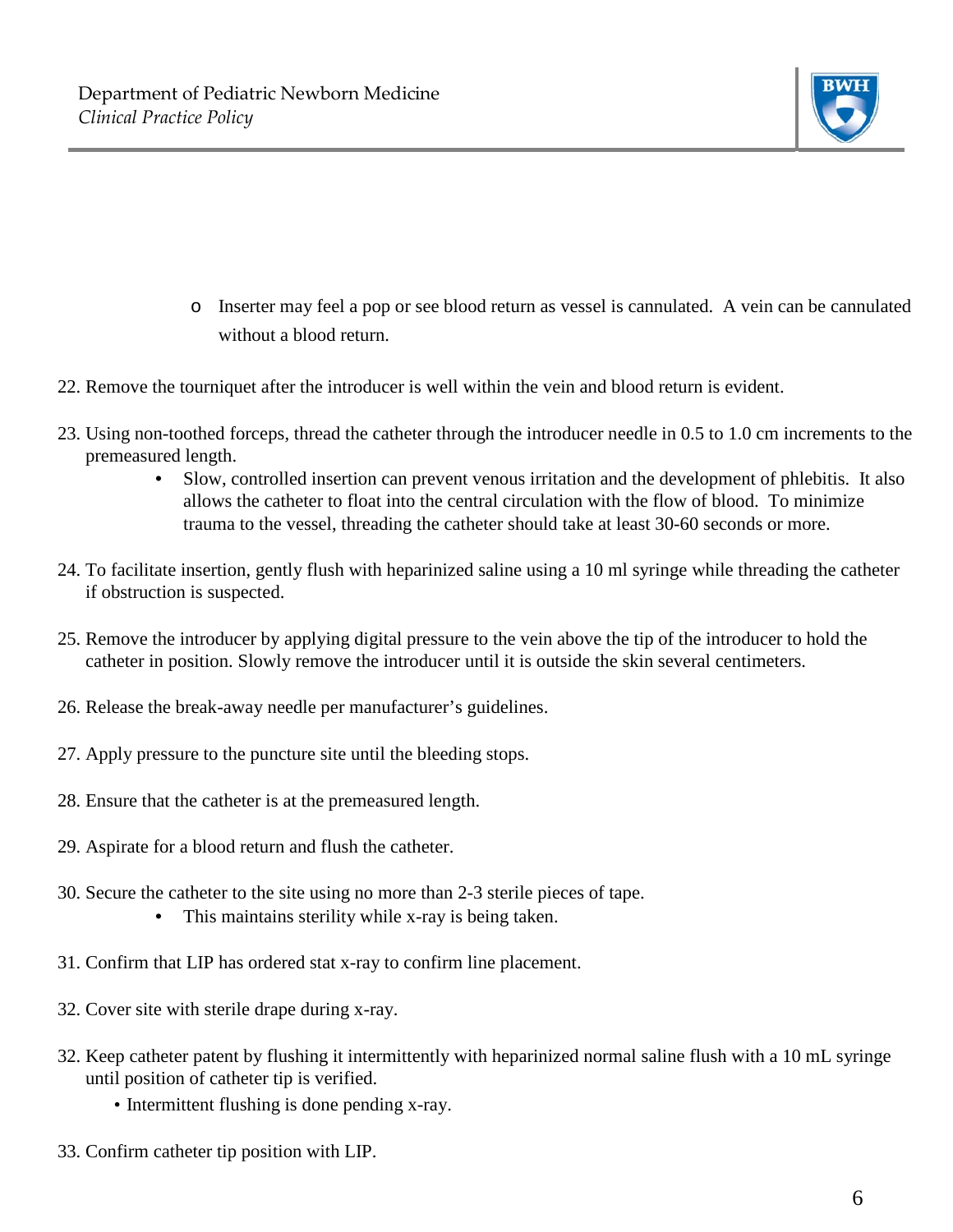- Inserter may feel a pop or see blood return as vessel is cannulated. A vein can be cannulated without a blood return.

22. Remove the tourniquet after the introducer is well within the vein and blood return is evident.

23. Using non-toothed forceps, thread the catheter through the introducer needle in 0.5 to 1.0 cm increments to the premeasured length.
    - Slow, controlled insertion can prevent venous irritation and the development of phlebitis. It also allows the catheter to float into the central circulation with the flow of blood. To minimize trauma to the vessel, threading the catheter should take at least 30-60 seconds or more.

24. To facilitate insertion, gently flush with heparinized saline using a 10 ml syringe while threading the catheter if obstruction is suspected.

25. Remove the introducer by applying digital pressure to the vein above the tip of the introducer to hold the catheter in position. Slowly remove the introducer until it is outside the skin several centimeters.

26. Release the break-away needle per manufacturer's guidelines.

27. Apply pressure to the puncture site until the bleeding stops.

28. Ensure that the catheter is at the premeasured length.

29. Aspirate for a blood return and flush the catheter.

30. Secure the catheter to the site using no more than 2-3 sterile pieces of tape.
    - This maintains sterility while x-ray is being taken.

31. Confirm that LIP has ordered stat x-ray to confirm line placement.

32. Cover site with sterile drape during x-ray.

32. Keep catheter patent by flushing it intermittently with heparinized normal saline flush with a 10 mL syringe until position of catheter tip is verified.
    - Intermittent flushing is done pending x-ray.

33. Confirm catheter tip position with LIP.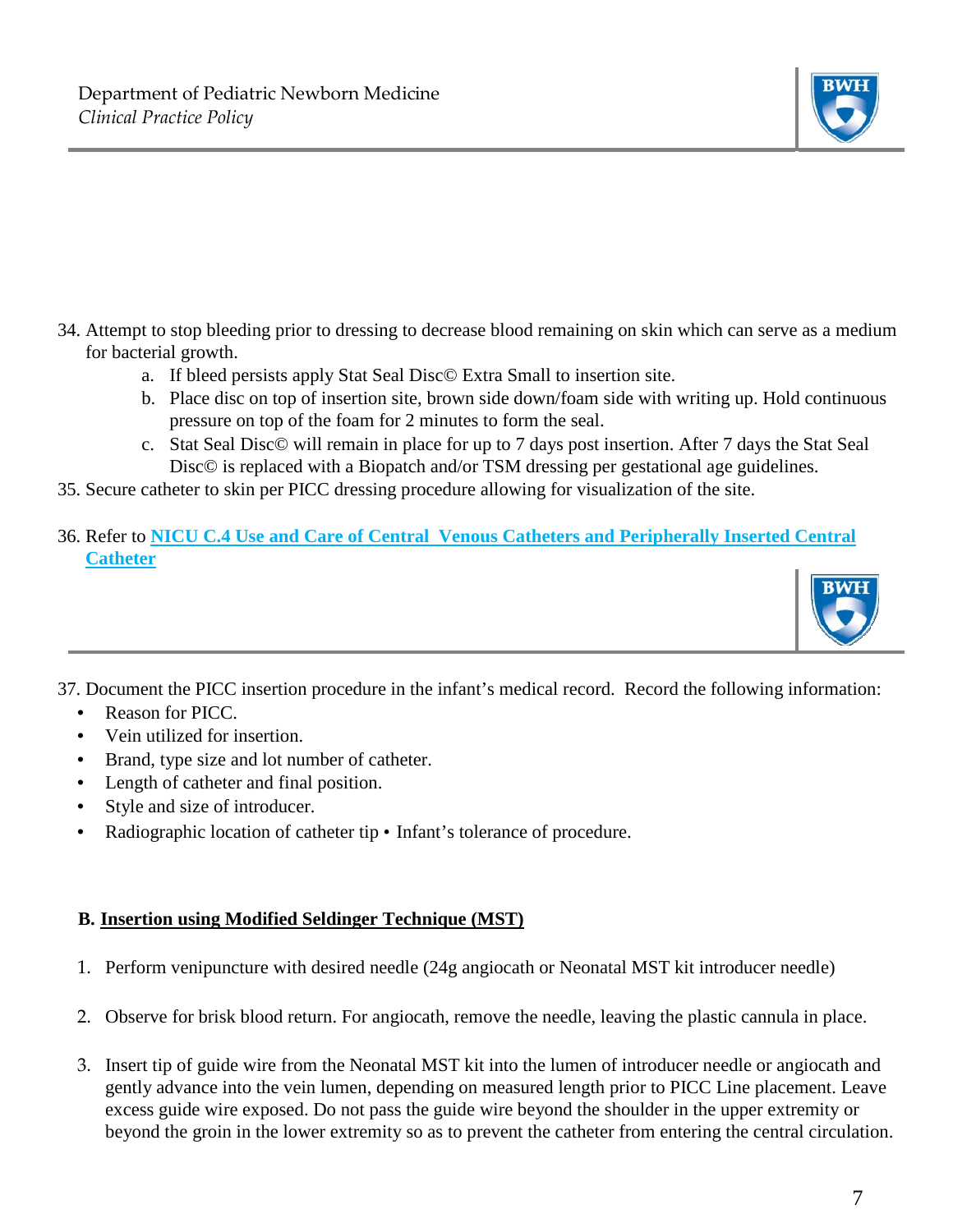34. Attempt to stop bleeding prior to dressing to decrease blood remaining on skin which can serve as a medium for bacterial growth.
    a. If bleed persists apply Stat Seal Disc© Extra Small to insertion site.
    b. Place disc on top of insertion site, brown side down/foam side with writing up. Hold continuous pressure on top of the foam for 2 minutes to form the seal.
    c. Stat Seal Disc© will remain in place for up to 7 days post insertion. After 7 days the Stat Seal Disc© is replaced with a Biopatch and/or TSM dressing per gestational age guidelines.
35. Secure catheter to skin per PICC dressing procedure allowing for visualization of the site.
36. Refer to **NICU C.4 Use and Care of Central Venous Catheters and Peripherally Inserted Central Catheter**
37. Document the PICC insertion procedure in the infant's medical record. Record the following information:
    - Reason for PICC.
    - Vein utilized for insertion.
    - Brand, type size and lot number of catheter.
    - Length of catheter and final position.
    - Style and size of introducer.
    - Radiographic location of catheter tip • Infant's tolerance of procedure.

**B. Insertion using Modified Seldinger Technique (MST)**

1. Perform venipuncture with desired needle (24g angiocath or Neonatal MST kit introducer needle)
2. Observe for brisk blood return. For angiocath, remove the needle, leaving the plastic cannula in place.
3. Insert tip of guide wire from the Neonatal MST kit into the lumen of introducer needle or angiocath and gently advance into the vein lumen, depending on measured length prior to PICC Line placement. Leave excess guide wire exposed. Do not pass the guide wire beyond the shoulder in the upper extremity or beyond the groin in the lower extremity so as to prevent the catheter from entering the central circulation.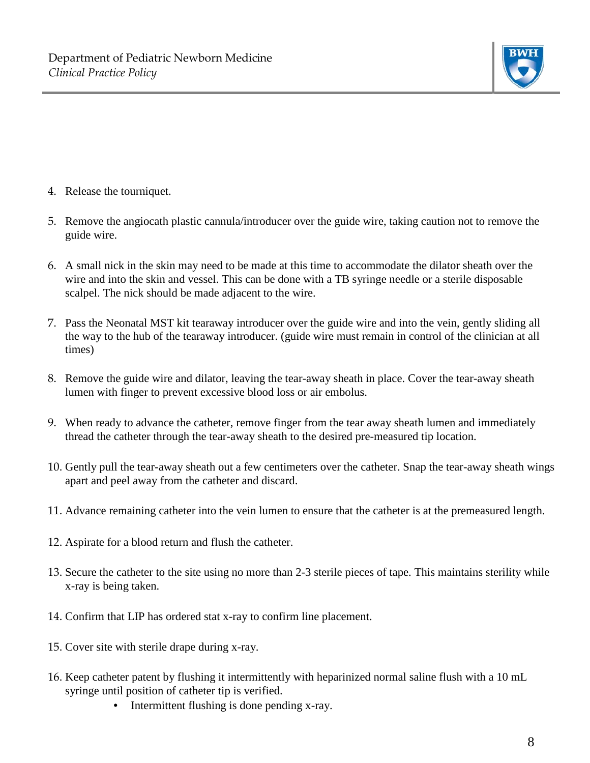4. Release the tourniquet.

5. Remove the angiocath plastic cannula/introducer over the guide wire, taking caution not to remove the guide wire.

6. A small nick in the skin may need to be made at this time to accommodate the dilator sheath over the wire and into the skin and vessel. This can be done with a TB syringe needle or a sterile disposable scalpel. The nick should be made adjacent to the wire.

7. Pass the Neonatal MST kit tearaway introducer over the guide wire and into the vein, gently sliding all the way to the hub of the tearaway introducer. (guide wire must remain in control of the clinician at all times)

8. Remove the guide wire and dilator, leaving the tear-away sheath in place. Cover the tear-away sheath lumen with finger to prevent excessive blood loss or air embolus.

9. When ready to advance the catheter, remove finger from the tear away sheath lumen and immediately thread the catheter through the tear-away sheath to the desired pre-measured tip location.

10. Gently pull the tear-away sheath out a few centimeters over the catheter. Snap the tear-away sheath wings apart and peel away from the catheter and discard.

11. Advance remaining catheter into the vein lumen to ensure that the catheter is at the premeasured length.

12. Aspirate for a blood return and flush the catheter.

13. Secure the catheter to the site using no more than 2-3 sterile pieces of tape. This maintains sterility while x-ray is being taken.

14. Confirm that LIP has ordered stat x-ray to confirm line placement.

15. Cover site with sterile drape during x-ray.

16. Keep catheter patent by flushing it intermittently with heparinized normal saline flush with a 10 mL syringe until position of catheter tip is verified.
    - Intermittent flushing is done pending x-ray.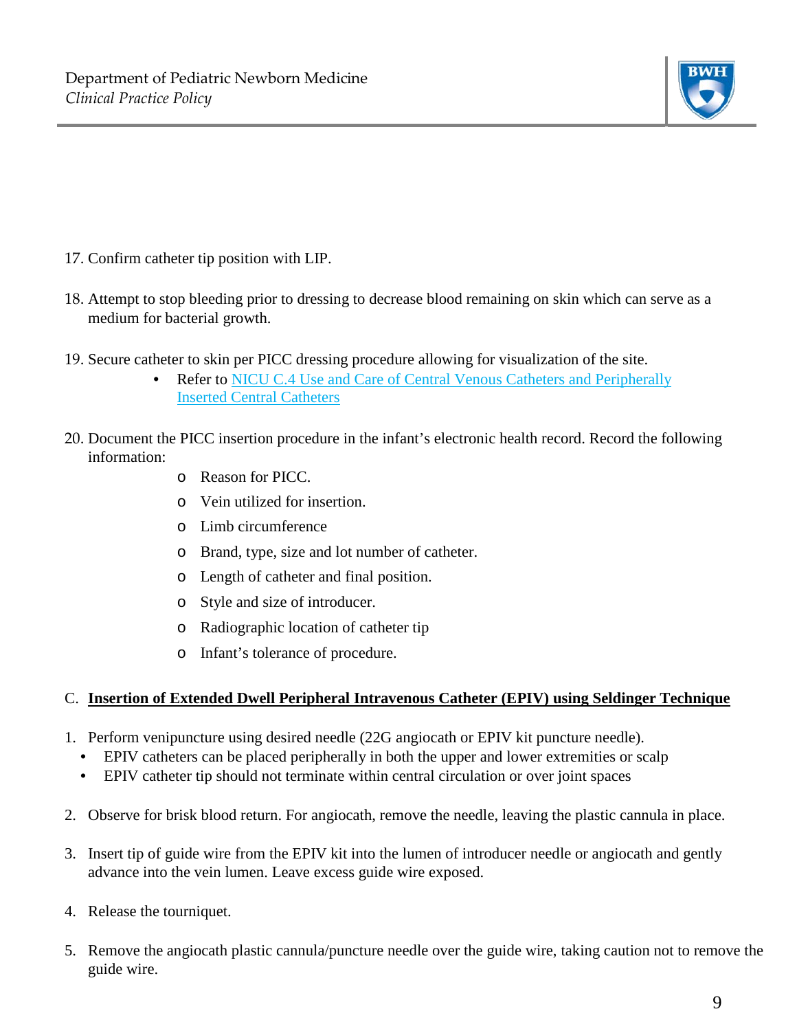17. Confirm catheter tip position with LIP.

18. Attempt to stop bleeding prior to dressing to decrease blood remaining on skin which can serve as a medium for bacterial growth.

19. Secure catheter to skin per PICC dressing procedure allowing for visualization of the site.
    - Refer to NICU C.4 Use and Care of Central Venous Catheters and Peripherally Inserted Central Catheters

20. Document the PICC insertion procedure in the infant's electronic health record. Record the following information:
    - Reason for PICC.
    - Vein utilized for insertion.
    - Limb circumference
    - Brand, type, size and lot number of catheter.
    - Length of catheter and final position.
    - Style and size of introducer.
    - Radiographic location of catheter tip
    - Infant's tolerance of procedure.

C. **Insertion of Extended Dwell Peripheral Intravenous Catheter (EPIV) using Seldinger Technique**

1. Perform venipuncture using desired needle (22G angiocath or EPIV kit puncture needle).
   - EPIV catheters can be placed peripherally in both the upper and lower extremities or scalp
   - EPIV catheter tip should not terminate within central circulation or over joint spaces

2. Observe for brisk blood return. For angiocath, remove the needle, leaving the plastic cannula in place.

3. Insert tip of guide wire from the EPIV kit into the lumen of introducer needle or angiocath and gently advance into the vein lumen. Leave excess guide wire exposed.

4. Release the tourniquet.

5. Remove the angiocath plastic cannula/puncture needle over the guide wire, taking caution not to remove the guide wire.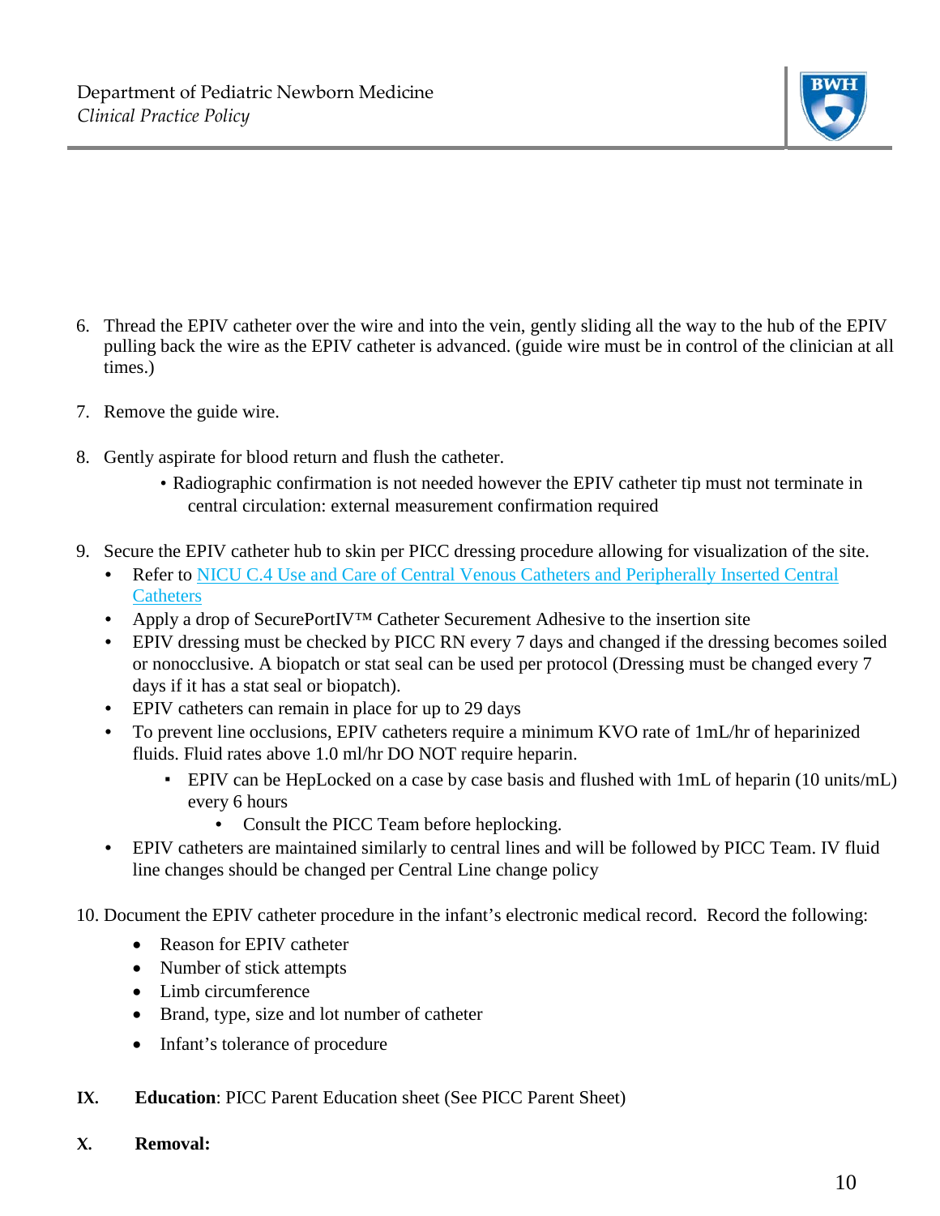6. Thread the EPIV catheter over the wire and into the vein, gently sliding all the way to the hub of the EPIV pulling back the wire as the EPIV catheter is advanced. (guide wire must be in control of the clinician at all times.)

7. Remove the guide wire.

8. Gently aspirate for blood return and flush the catheter.
    - Radiographic confirmation is not needed however the EPIV catheter tip must not terminate in central circulation: external measurement confirmation required

9. Secure the EPIV catheter hub to skin per PICC dressing procedure allowing for visualization of the site.
    - Refer to NICU C.4 Use and Care of Central Venous Catheters and Peripherally Inserted Central Catheters
    - Apply a drop of SecurePortIV™ Catheter Securement Adhesive to the insertion site
    - EPIV dressing must be checked by PICC RN every 7 days and changed if the dressing becomes soiled or nonocclusive. A biopatch or stat seal can be used per protocol (Dressing must be changed every 7 days if it has a stat seal or biopatch).
    - EPIV catheters can remain in place for up to 29 days
    - To prevent line occlusions, EPIV catheters require a minimum KVO rate of 1mL/hr of heparinized fluids. Fluid rates above 1.0 ml/hr DO NOT require heparin.
        - EPIV can be HepLocked on a case by case basis and flushed with 1mL of heparin (10 units/mL) every 6 hours
            - Consult the PICC Team before heplocking.
    - EPIV catheters are maintained similarly to central lines and will be followed by PICC Team. IV fluid line changes should be changed per Central Line change policy

10. Document the EPIV catheter procedure in the infant's electronic medical record. Record the following:
    - Reason for EPIV catheter
    - Number of stick attempts
    - Limb circumference
    - Brand, type, size and lot number of catheter
    - Infant's tolerance of procedure

**IX. Education**: PICC Parent Education sheet (See PICC Parent Sheet)

**X. Removal:**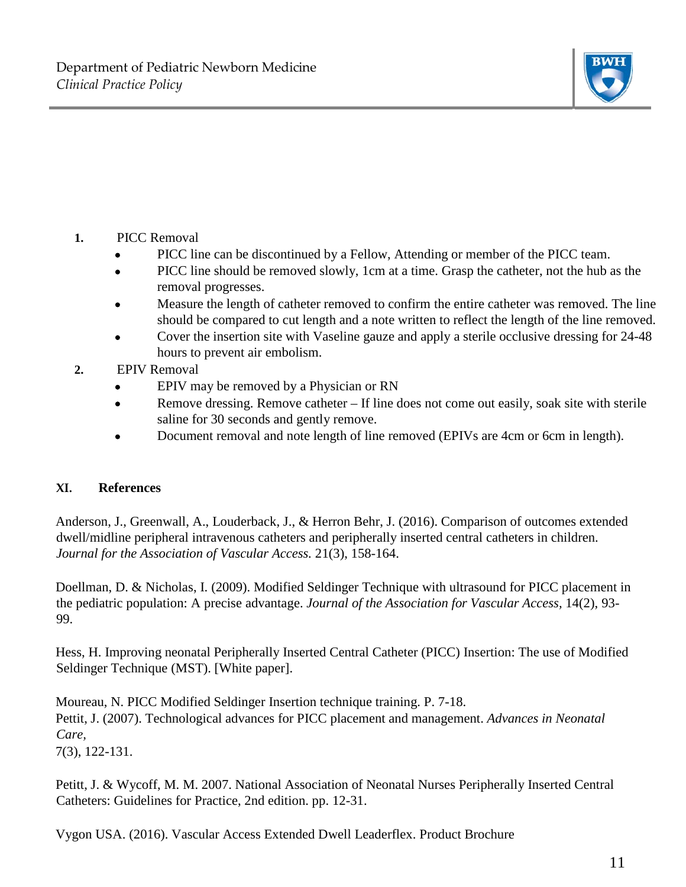1. PICC Removal
   - PICC line can be discontinued by a Fellow, Attending or member of the PICC team.
   - PICC line should be removed slowly, 1cm at a time. Grasp the catheter, not the hub as the removal progresses.
   - Measure the length of catheter removed to confirm the entire catheter was removed. The line should be compared to cut length and a note written to reflect the length of the line removed.
   - Cover the insertion site with Vaseline gauze and apply a sterile occlusive dressing for 24-48 hours to prevent air embolism.
2. EPIV Removal
   - EPIV may be removed by a Physician or RN
   - Remove dressing. Remove catheter – If line does not come out easily, soak site with sterile saline for 30 seconds and gently remove.
   - Document removal and note length of line removed (EPIVs are 4cm or 6cm in length).

## XI. References

Anderson, J., Greenwall, A., Louderback, J., & Herron Behr, J. (2016). Comparison of outcomes extended dwell/midline peripheral intravenous catheters and peripherally inserted central catheters in children. *Journal for the Association of Vascular Access.* 21(3), 158-164.

Doellman, D. & Nicholas, I. (2009). Modified Seldinger Technique with ultrasound for PICC placement in the pediatric population: A precise advantage. *Journal of the Association for Vascular Access,* 14(2), 93-99.

Hess, H. Improving neonatal Peripherally Inserted Central Catheter (PICC) Insertion: The use of Modified Seldinger Technique (MST). [White paper].

Moureau, N. PICC Modified Seldinger Insertion technique training. P. 7-18.
Pettit, J. (2007). Technological advances for PICC placement and management. *Advances in Neonatal Care,*
7(3), 122-131.

Petitt, J. & Wycoff, M. M. 2007. National Association of Neonatal Nurses Peripherally Inserted Central Catheters: Guidelines for Practice, 2nd edition. pp. 12-31.

Vygon USA. (2016). Vascular Access Extended Dwell Leaderflex. Product Brochure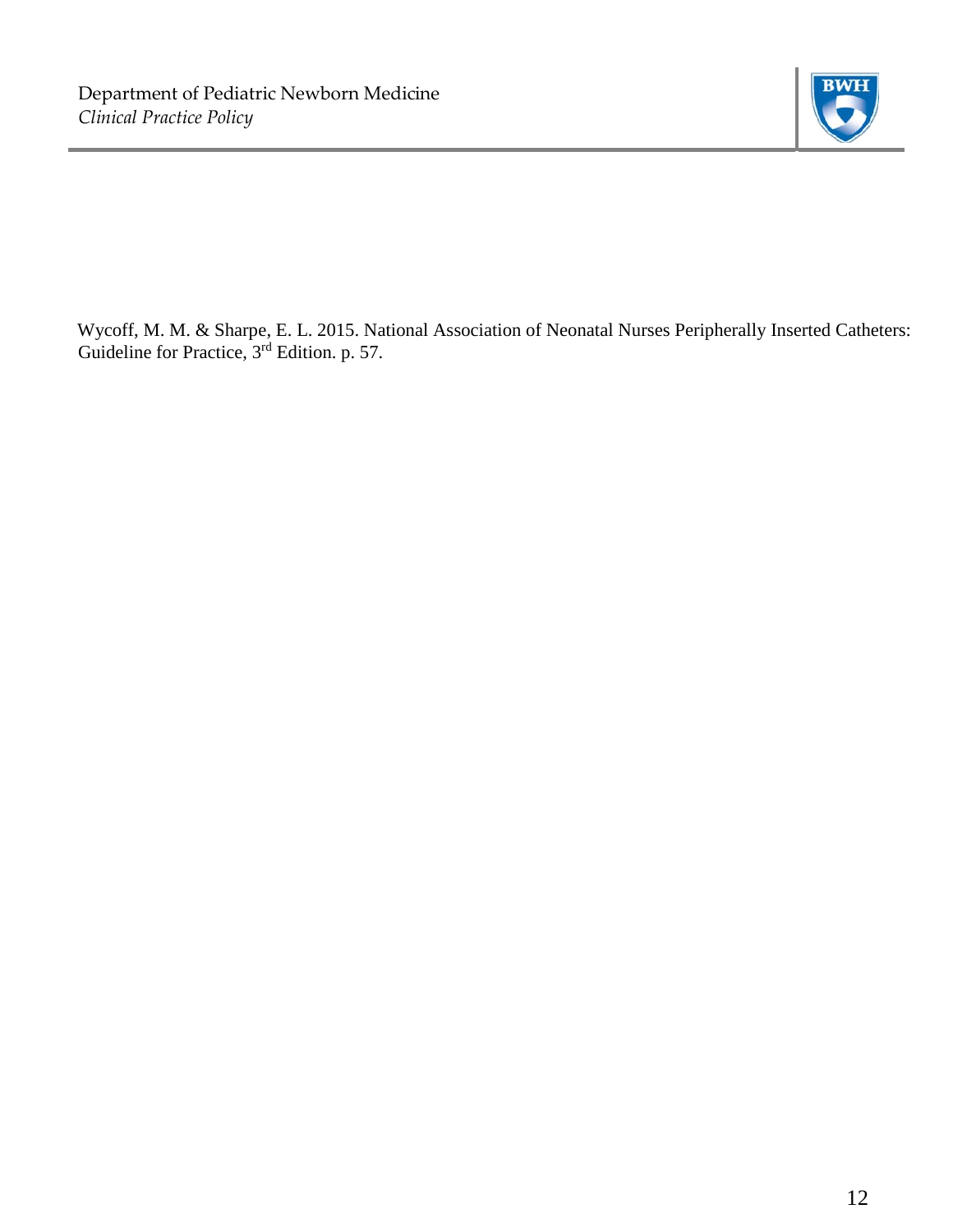Wycoff, M. M. & Sharpe, E. L. 2015. National Association of Neonatal Nurses Peripherally Inserted Catheters: Guideline for Practice, 3rd Edition. p. 57.